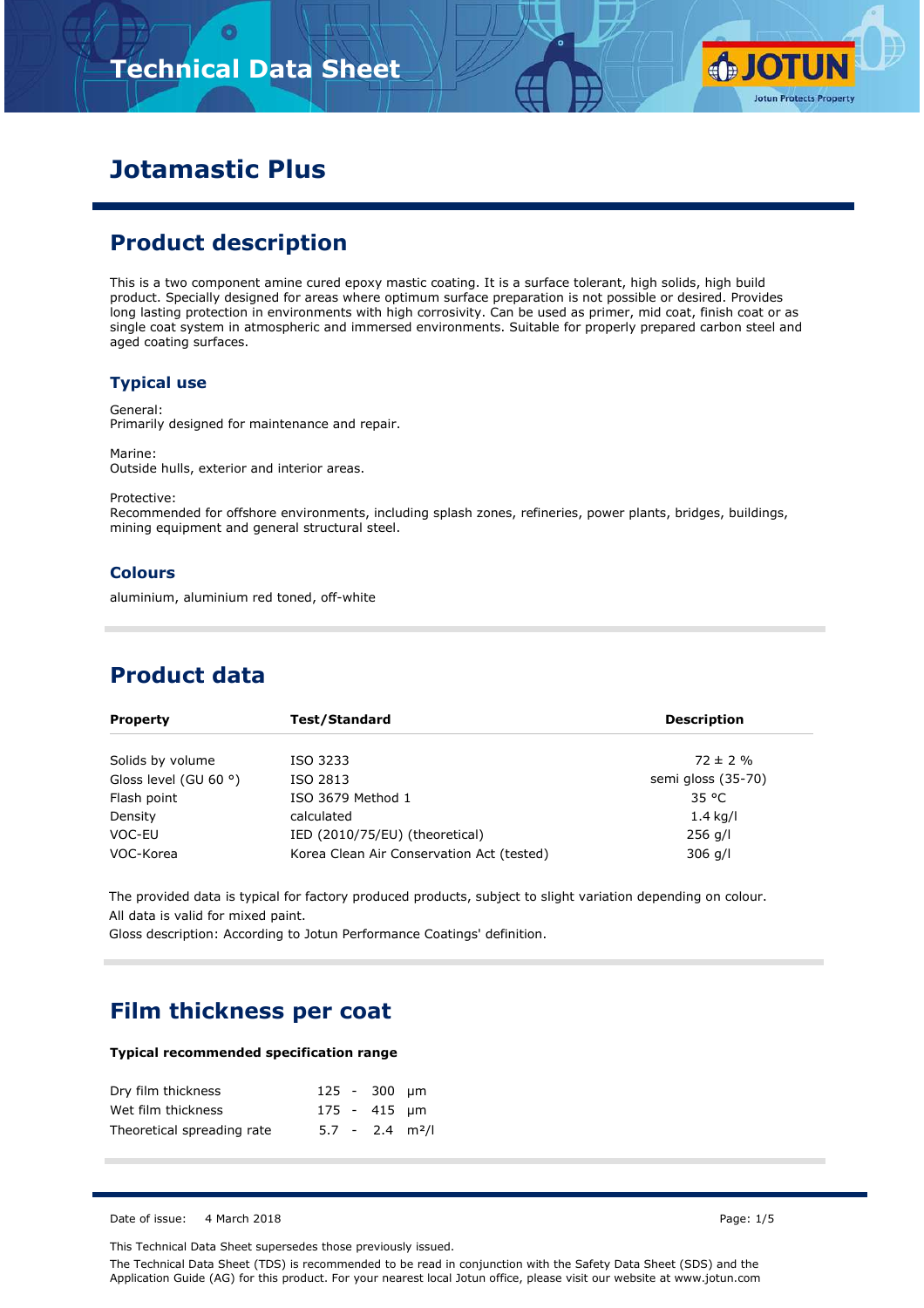# Jotamastic Plus

## Product description

This is a two component amine cured epoxy mastic coating. It is a surface tolerant, high solids, high build product. Specially designed for areas where optimum surface preparation is not possible or desired. Provides long lasting protection in environments with high corrosivity. Can be used as primer, mid coat, finish coat or as single coat system in atmospheric and immersed environments. Suitable for properly prepared carbon steel and aged coating surfaces.

### Typical use

General:
Primarily designed for maintenance and repair.

Marine:
Outside hulls, exterior and interior areas.

Protective:
Recommended for offshore environments, including splash zones, refineries, power plants, bridges, buildings, mining equipment and general structural steel.

### Colours

aluminium, aluminium red toned, off-white

## Product data

| Property | Test/Standard | Description |
|---|---|---|
| Solids by volume | ISO 3233 | 72 ± 2 % |
| Gloss level (GU 60 °) | ISO 2813 | semi gloss (35-70) |
| Flash point | ISO 3679 Method 1 | 35 °C |
| Density | calculated | 1.4 kg/l |
| VOC-EU | IED (2010/75/EU) (theoretical) | 256 g/l |
| VOC-Korea | Korea Clean Air Conservation Act (tested) | 306 g/l |

The provided data is typical for factory produced products, subject to slight variation depending on colour.
All data is valid for mixed paint.
Gloss description: According to Jotun Performance Coatings' definition.

## Film thickness per coat

**Typical recommended specification range**

| | | |
|---|---|---|
| Dry film thickness | 125 - 300 | µm |
| Wet film thickness | 175 - 415 | µm |
| Theoretical spreading rate | 5.7 - 2.4 | m²/l |

Date of issue: 4 March 2018

This Technical Data Sheet supersedes those previously issued.

The Technical Data Sheet (TDS) is recommended to be read in conjunction with the Safety Data Sheet (SDS) and the Application Guide (AG) for this product. For your nearest local Jotun office, please visit our website at www.jotun.com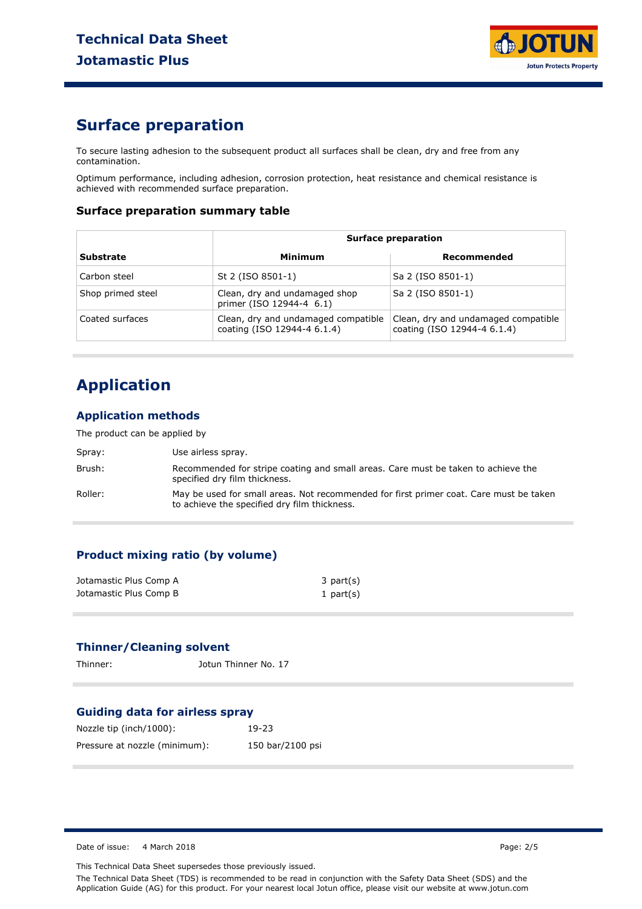## Surface preparation

To secure lasting adhesion to the subsequent product all surfaces shall be clean, dry and free from any contamination.

Optimum performance, including adhesion, corrosion protection, heat resistance and chemical resistance is achieved with recommended surface preparation.

### Surface preparation summary table

| | Surface preparation | |
|---|---|---|
| **Substrate** | **Minimum** | **Recommended** |
| Carbon steel | St 2 (ISO 8501-1) | Sa 2 (ISO 8501-1) |
| Shop primed steel | Clean, dry and undamaged shop primer (ISO 12944-4 6.1) | Sa 2 (ISO 8501-1) |
| Coated surfaces | Clean, dry and undamaged compatible coating (ISO 12944-4 6.1.4) | Clean, dry and undamaged compatible coating (ISO 12944-4 6.1.4) |

## Application

### Application methods

The product can be applied by

Spray: Use airless spray.

Brush: Recommended for stripe coating and small areas. Care must be taken to achieve the specified dry film thickness.

Roller: May be used for small areas. Not recommended for first primer coat. Care must be taken to achieve the specified dry film thickness.

### Product mixing ratio (by volume)

| | |
|---|---|
| Jotamastic Plus Comp A | 3 part(s) |
| Jotamastic Plus Comp B | 1 part(s) |

### Thinner/Cleaning solvent

Thinner: Jotun Thinner No. 17

### Guiding data for airless spray

Nozzle tip (inch/1000): 19-23

Pressure at nozzle (minimum): 150 bar/2100 psi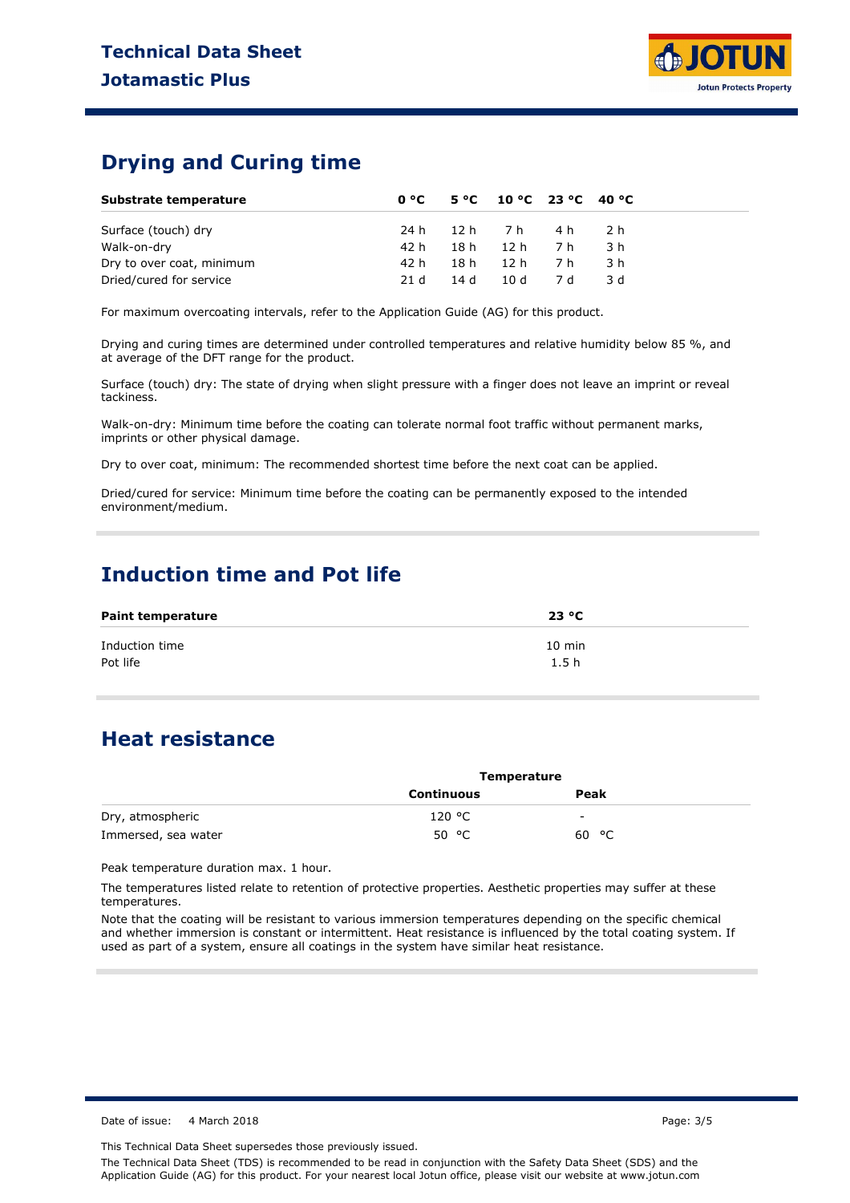## Drying and Curing time

| Substrate temperature | 0 °C | 5 °C | 10 °C | 23 °C | 40 °C |
|---|---|---|---|---|---|
| Surface (touch) dry | 24 h | 12 h | 7 h | 4 h | 2 h |
| Walk-on-dry | 42 h | 18 h | 12 h | 7 h | 3 h |
| Dry to over coat, minimum | 42 h | 18 h | 12 h | 7 h | 3 h |
| Dried/cured for service | 21 d | 14 d | 10 d | 7 d | 3 d |

For maximum overcoating intervals, refer to the Application Guide (AG) for this product.

Drying and curing times are determined under controlled temperatures and relative humidity below 85 %, and at average of the DFT range for the product.

Surface (touch) dry: The state of drying when slight pressure with a finger does not leave an imprint or reveal tackiness.

Walk-on-dry: Minimum time before the coating can tolerate normal foot traffic without permanent marks, imprints or other physical damage.

Dry to over coat, minimum: The recommended shortest time before the next coat can be applied.

Dried/cured for service: Minimum time before the coating can be permanently exposed to the intended environment/medium.

## Induction time and Pot life

| Paint temperature | 23 °C |
|---|---|
| Induction time | 10 min |
| Pot life | 1.5 h |

## Heat resistance

| | Temperature | |
|---|---|---|
| | Continuous | Peak |
| Dry, atmospheric | 120 °C | - |
| Immersed, sea water | 50 °C | 60 °C |

Peak temperature duration max. 1 hour.

The temperatures listed relate to retention of protective properties. Aesthetic properties may suffer at these temperatures.

Note that the coating will be resistant to various immersion temperatures depending on the specific chemical and whether immersion is constant or intermittent. Heat resistance is influenced by the total coating system. If used as part of a system, ensure all coatings in the system have similar heat resistance.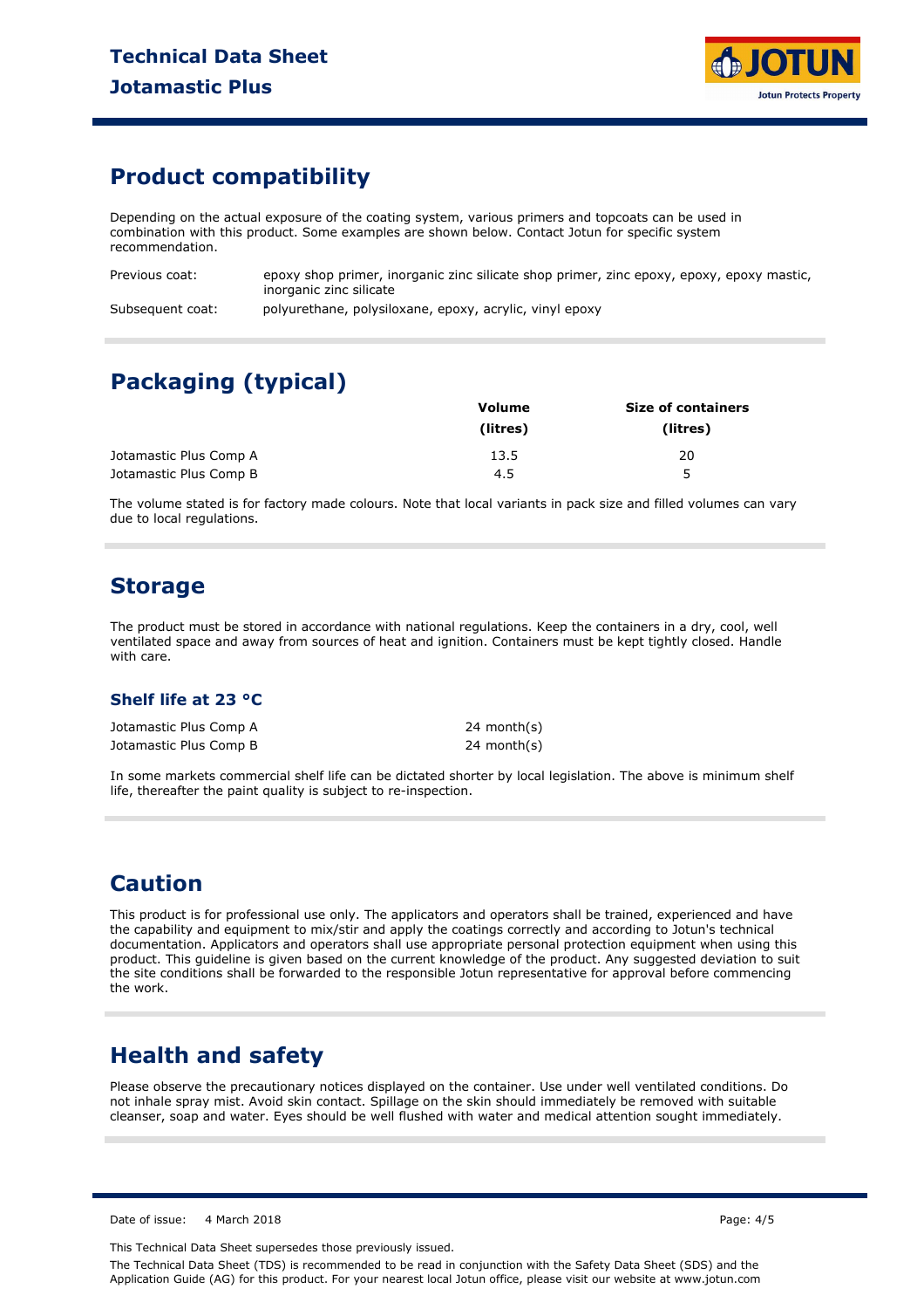## Product compatibility

Depending on the actual exposure of the coating system, various primers and topcoats can be used in combination with this product. Some examples are shown below. Contact Jotun for specific system recommendation.

| | |
|---|---|
| Previous coat: | epoxy shop primer, inorganic zinc silicate shop primer, zinc epoxy, epoxy, epoxy mastic, inorganic zinc silicate |
| Subsequent coat: | polyurethane, polysiloxane, epoxy, acrylic, vinyl epoxy |

## Packaging (typical)

| | Volume (litres) | Size of containers (litres) |
|---|---|---|
| Jotamastic Plus Comp A | 13.5 | 20 |
| Jotamastic Plus Comp B | 4.5 | 5 |

The volume stated is for factory made colours. Note that local variants in pack size and filled volumes can vary due to local regulations.

## Storage

The product must be stored in accordance with national regulations. Keep the containers in a dry, cool, well ventilated space and away from sources of heat and ignition. Containers must be kept tightly closed. Handle with care.

### Shelf life at 23 °C

| | |
|---|---|
| Jotamastic Plus Comp A | 24 month(s) |
| Jotamastic Plus Comp B | 24 month(s) |

In some markets commercial shelf life can be dictated shorter by local legislation. The above is minimum shelf life, thereafter the paint quality is subject to re-inspection.

## Caution

This product is for professional use only. The applicators and operators shall be trained, experienced and have the capability and equipment to mix/stir and apply the coatings correctly and according to Jotun's technical documentation. Applicators and operators shall use appropriate personal protection equipment when using this product. This guideline is given based on the current knowledge of the product. Any suggested deviation to suit the site conditions shall be forwarded to the responsible Jotun representative for approval before commencing the work.

## Health and safety

Please observe the precautionary notices displayed on the container. Use under well ventilated conditions. Do not inhale spray mist. Avoid skin contact. Spillage on the skin should immediately be removed with suitable cleanser, soap and water. Eyes should be well flushed with water and medical attention sought immediately.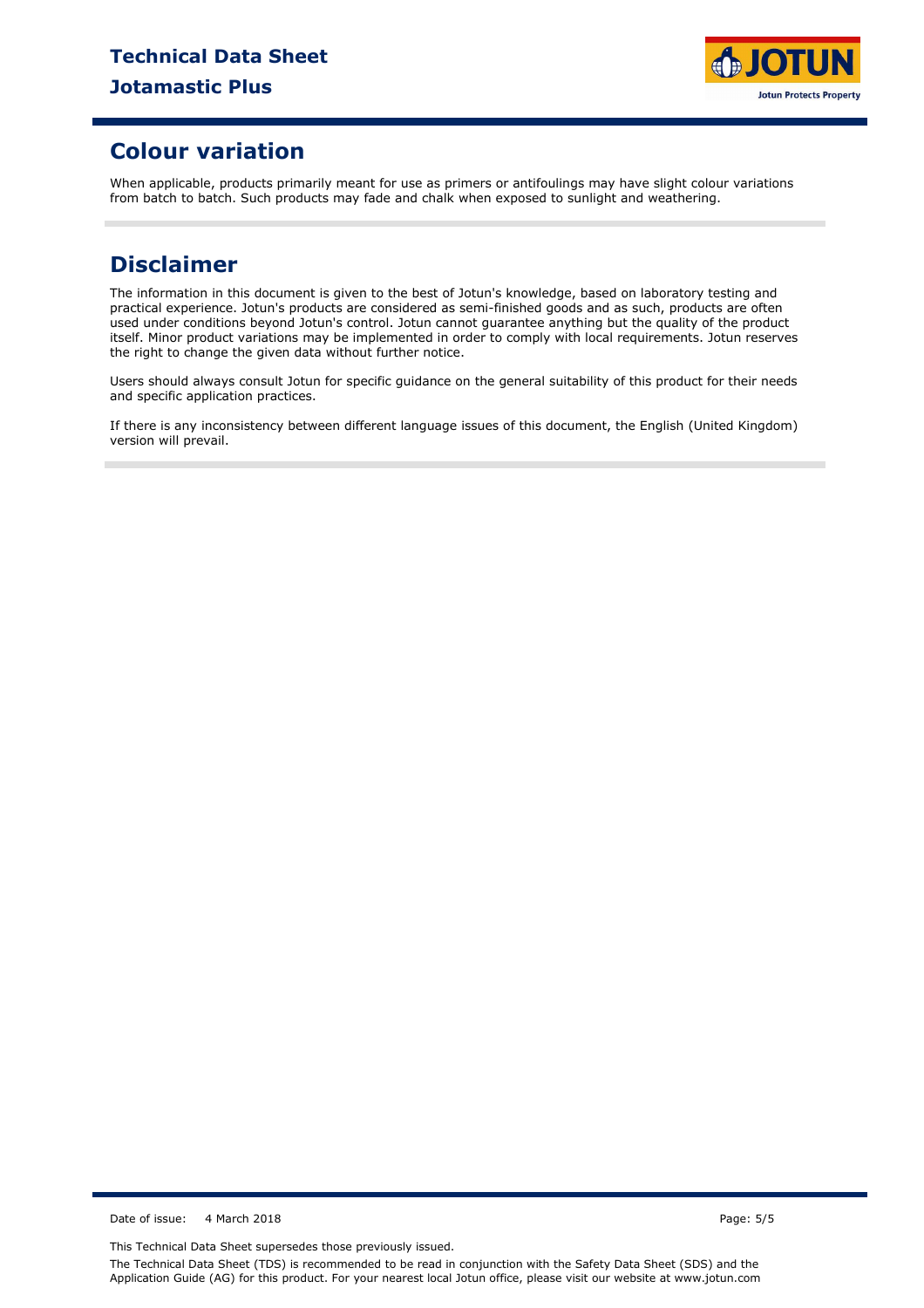## Colour variation

When applicable, products primarily meant for use as primers or antifoulings may have slight colour variations from batch to batch. Such products may fade and chalk when exposed to sunlight and weathering.

## Disclaimer

The information in this document is given to the best of Jotun's knowledge, based on laboratory testing and practical experience. Jotun's products are considered as semi-finished goods and as such, products are often used under conditions beyond Jotun's control. Jotun cannot guarantee anything but the quality of the product itself. Minor product variations may be implemented in order to comply with local requirements. Jotun reserves the right to change the given data without further notice.

Users should always consult Jotun for specific guidance on the general suitability of this product for their needs and specific application practices.

If there is any inconsistency between different language issues of this document, the English (United Kingdom) version will prevail.